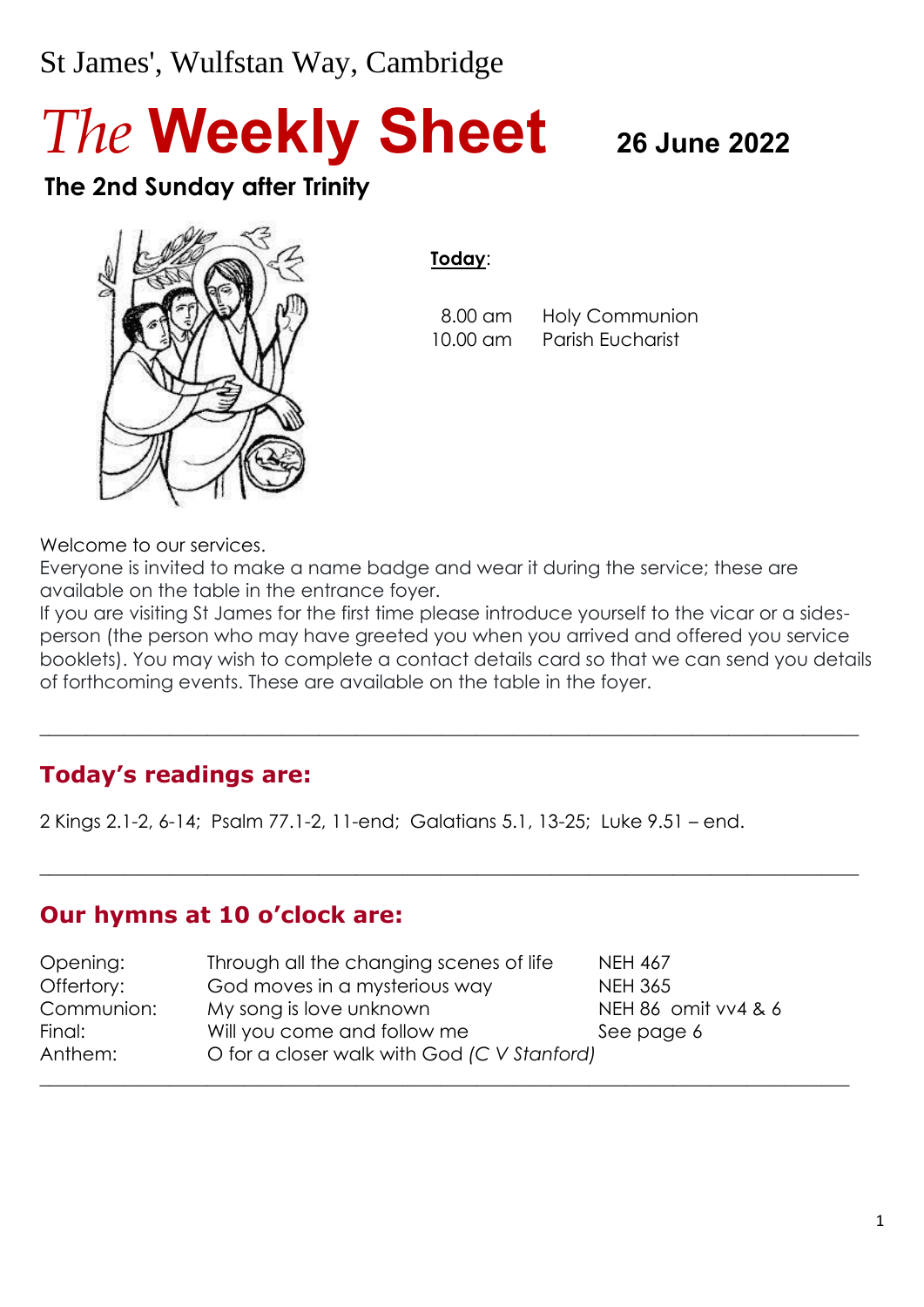St James', Wulfstan Way, Cambridge

# *The* **Weekly Sheet** 26 June 2022

## The 2nd Sunday after Trinity

**Today**:

| | |
|---|---|
| 8.00 am | Holy Communion |
| 10.00 am | Parish Eucharist |

Welcome to our services.
Everyone is invited to make a name badge and wear it during the service; these are available on the table in the entrance foyer.
If you are visiting St James for the first time please introduce yourself to the vicar or a sides-person (the person who may have greeted you when you arrived and offered you service booklets). You may wish to complete a contact details card so that we can send you details of forthcoming events. These are available on the table in the foyer.

---

## Today's readings are:

2 Kings 2.1-2, 6-14; Psalm 77.1-2, 11-end; Galatians 5.1, 13-25; Luke 9.51 – end.

---

## Our hymns at 10 o'clock are:

| | | |
|---|---|---|
| Opening: | Through all the changing scenes of life | NEH 467 |
| Offertory: | God moves in a mysterious way | NEH 365 |
| Communion: | My song is love unknown | NEH 86 omit vv4 & 6 |
| Final: | Will you come and follow me | See page 6 |
| Anthem: | O for a closer walk with God *(C V Stanford)* | |

---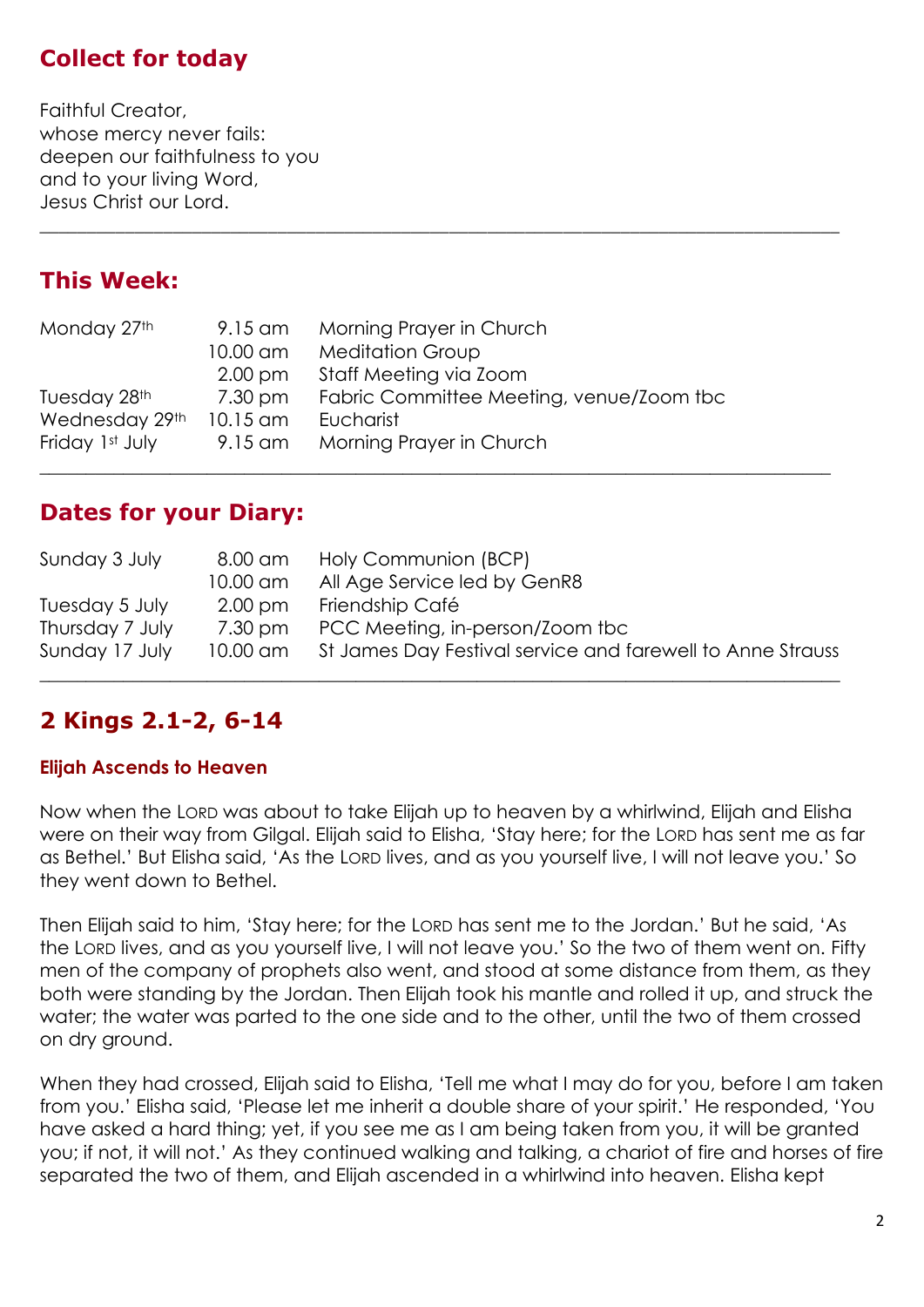## Collect for today

Faithful Creator,
whose mercy never fails:
deepen our faithfulness to you
and to your living Word,
Jesus Christ our Lord.

---

## This Week:

| | | |
|---|---|---|
| Monday 27th | 9.15 am | Morning Prayer in Church |
| | 10.00 am | Meditation Group |
| | 2.00 pm | Staff Meeting via Zoom |
| Tuesday 28th | 7.30 pm | Fabric Committee Meeting, venue/Zoom tbc |
| Wednesday 29th | 10.15 am | Eucharist |
| Friday 1st July | 9.15 am | Morning Prayer in Church |

---

## Dates for your Diary:

| | | |
|---|---|---|
| Sunday 3 July | 8.00 am | Holy Communion (BCP) |
| | 10.00 am | All Age Service led by GenR8 |
| Tuesday 5 July | 2.00 pm | Friendship Café |
| Thursday 7 July | 7.30 pm | PCC Meeting, in-person/Zoom tbc |
| Sunday 17 July | 10.00 am | St James Day Festival service and farewell to Anne Strauss |

---

## 2 Kings 2.1-2, 6-14

### Elijah Ascends to Heaven

Now when the LORD was about to take Elijah up to heaven by a whirlwind, Elijah and Elisha were on their way from Gilgal. Elijah said to Elisha, 'Stay here; for the LORD has sent me as far as Bethel.' But Elisha said, 'As the LORD lives, and as you yourself live, I will not leave you.' So they went down to Bethel.

Then Elijah said to him, 'Stay here; for the LORD has sent me to the Jordan.' But he said, 'As the LORD lives, and as you yourself live, I will not leave you.' So the two of them went on. Fifty men of the company of prophets also went, and stood at some distance from them, as they both were standing by the Jordan. Then Elijah took his mantle and rolled it up, and struck the water; the water was parted to the one side and to the other, until the two of them crossed on dry ground.

When they had crossed, Elijah said to Elisha, 'Tell me what I may do for you, before I am taken from you.' Elisha said, 'Please let me inherit a double share of your spirit.' He responded, 'You have asked a hard thing; yet, if you see me as I am being taken from you, it will be granted you; if not, it will not.' As they continued walking and talking, a chariot of fire and horses of fire separated the two of them, and Elijah ascended in a whirlwind into heaven. Elisha kept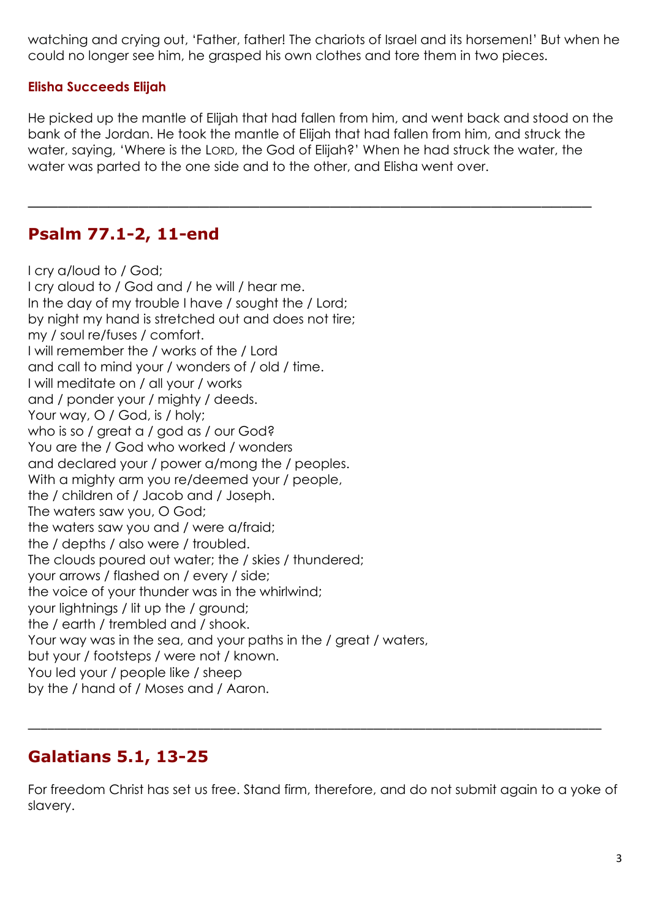watching and crying out, 'Father, father! The chariots of Israel and its horsemen!' But when he could no longer see him, he grasped his own clothes and tore them in two pieces.

### Elisha Succeeds Elijah

He picked up the mantle of Elijah that had fallen from him, and went back and stood on the bank of the Jordan. He took the mantle of Elijah that had fallen from him, and struck the water, saying, 'Where is the LORD, the God of Elijah?' When he had struck the water, the water was parted to the one side and to the other, and Elisha went over.

---

## Psalm 77.1-2, 11-end

I cry a/loud to / God;
I cry aloud to / God and / he will / hear me.
In the day of my trouble I have / sought the / Lord;
by night my hand is stretched out and does not tire;
my / soul re/fuses / comfort.
I will remember the / works of the / Lord
and call to mind your / wonders of / old / time.
I will meditate on / all your / works
and / ponder your / mighty / deeds.
Your way, O / God, is / holy;
who is so / great a / god as / our God?
You are the / God who worked / wonders
and declared your / power a/mong the / peoples.
With a mighty arm you re/deemed your / people,
the / children of / Jacob and / Joseph.
The waters saw you, O God;
the waters saw you and / were a/fraid;
the / depths / also were / troubled.
The clouds poured out water; the / skies / thundered;
your arrows / flashed on / every / side;
the voice of your thunder was in the whirlwind;
your lightnings / lit up the / ground;
the / earth / trembled and / shook.
Your way was in the sea, and your paths in the / great / waters,
but your / footsteps / were not / known.
You led your / people like / sheep
by the / hand of / Moses and / Aaron.

---

## Galatians 5.1, 13-25

For freedom Christ has set us free. Stand firm, therefore, and do not submit again to a yoke of slavery.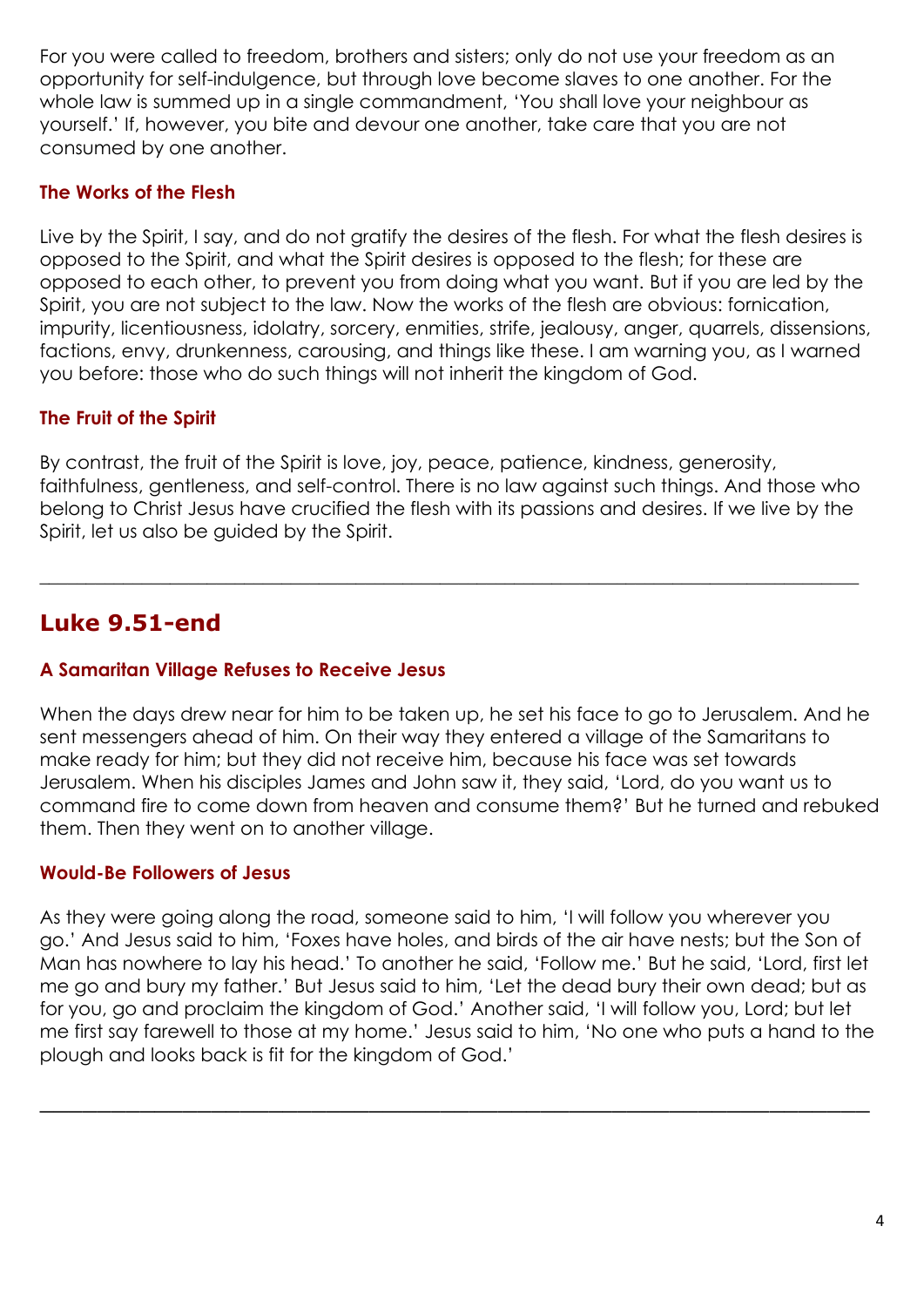For you were called to freedom, brothers and sisters; only do not use your freedom as an opportunity for self-indulgence, but through love become slaves to one another. For the whole law is summed up in a single commandment, 'You shall love your neighbour as yourself.' If, however, you bite and devour one another, take care that you are not consumed by one another.

### The Works of the Flesh

Live by the Spirit, I say, and do not gratify the desires of the flesh. For what the flesh desires is opposed to the Spirit, and what the Spirit desires is opposed to the flesh; for these are opposed to each other, to prevent you from doing what you want. But if you are led by the Spirit, you are not subject to the law. Now the works of the flesh are obvious: fornication, impurity, licentiousness, idolatry, sorcery, enmities, strife, jealousy, anger, quarrels, dissensions, factions, envy, drunkenness, carousing, and things like these. I am warning you, as I warned you before: those who do such things will not inherit the kingdom of God.

### The Fruit of the Spirit

By contrast, the fruit of the Spirit is love, joy, peace, patience, kindness, generosity, faithfulness, gentleness, and self-control. There is no law against such things. And those who belong to Christ Jesus have crucified the flesh with its passions and desires. If we live by the Spirit, let us also be guided by the Spirit.

---

## Luke 9.51-end

### A Samaritan Village Refuses to Receive Jesus

When the days drew near for him to be taken up, he set his face to go to Jerusalem. And he sent messengers ahead of him. On their way they entered a village of the Samaritans to make ready for him; but they did not receive him, because his face was set towards Jerusalem. When his disciples James and John saw it, they said, 'Lord, do you want us to command fire to come down from heaven and consume them?' But he turned and rebuked them. Then they went on to another village.

### Would-Be Followers of Jesus

As they were going along the road, someone said to him, 'I will follow you wherever you go.' And Jesus said to him, 'Foxes have holes, and birds of the air have nests; but the Son of Man has nowhere to lay his head.' To another he said, 'Follow me.' But he said, 'Lord, first let me go and bury my father.' But Jesus said to him, 'Let the dead bury their own dead; but as for you, go and proclaim the kingdom of God.' Another said, 'I will follow you, Lord; but let me first say farewell to those at my home.' Jesus said to him, 'No one who puts a hand to the plough and looks back is fit for the kingdom of God.'

---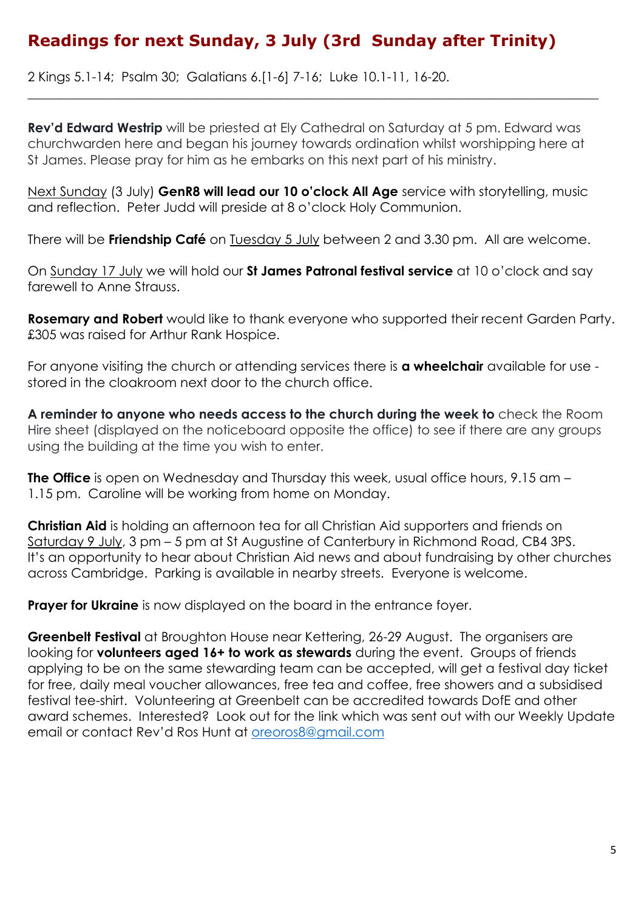## Readings for next Sunday, 3 July (3rd Sunday after Trinity)

2 Kings 5.1-14; Psalm 30; Galatians 6.[1-6] 7-16; Luke 10.1-11, 16-20.

---

**Rev'd Edward Westrip** will be priested at Ely Cathedral on Saturday at 5 pm. Edward was churchwarden here and began his journey towards ordination whilst worshipping here at St James. Please pray for him as he embarks on this next part of his ministry.

Next Sunday (3 July) **GenR8 will lead our 10 o'clock All Age** service with storytelling, music and reflection. Peter Judd will preside at 8 o'clock Holy Communion.

There will be **Friendship Café** on Tuesday 5 July between 2 and 3.30 pm. All are welcome.

On Sunday 17 July we will hold our **St James Patronal festival service** at 10 o'clock and say farewell to Anne Strauss.

**Rosemary and Robert** would like to thank everyone who supported their recent Garden Party. £305 was raised for Arthur Rank Hospice.

For anyone visiting the church or attending services there is **a wheelchair** available for use - stored in the cloakroom next door to the church office.

**A reminder to anyone who needs access to the church during the week to** check the Room Hire sheet (displayed on the noticeboard opposite the office) to see if there are any groups using the building at the time you wish to enter.

**The Office** is open on Wednesday and Thursday this week, usual office hours, 9.15 am – 1.15 pm. Caroline will be working from home on Monday.

**Christian Aid** is holding an afternoon tea for all Christian Aid supporters and friends on Saturday 9 July, 3 pm – 5 pm at St Augustine of Canterbury in Richmond Road, CB4 3PS. It's an opportunity to hear about Christian Aid news and about fundraising by other churches across Cambridge. Parking is available in nearby streets. Everyone is welcome.

**Prayer for Ukraine** is now displayed on the board in the entrance foyer.

**Greenbelt Festival** at Broughton House near Kettering, 26-29 August. The organisers are looking for **volunteers aged 16+ to work as stewards** during the event. Groups of friends applying to be on the same stewarding team can be accepted, will get a festival day ticket for free, daily meal voucher allowances, free tea and coffee, free showers and a subsidised festival tee-shirt. Volunteering at Greenbelt can be accredited towards DofE and other award schemes. Interested? Look out for the link which was sent out with our Weekly Update email or contact Rev'd Ros Hunt at oreoros8@gmail.com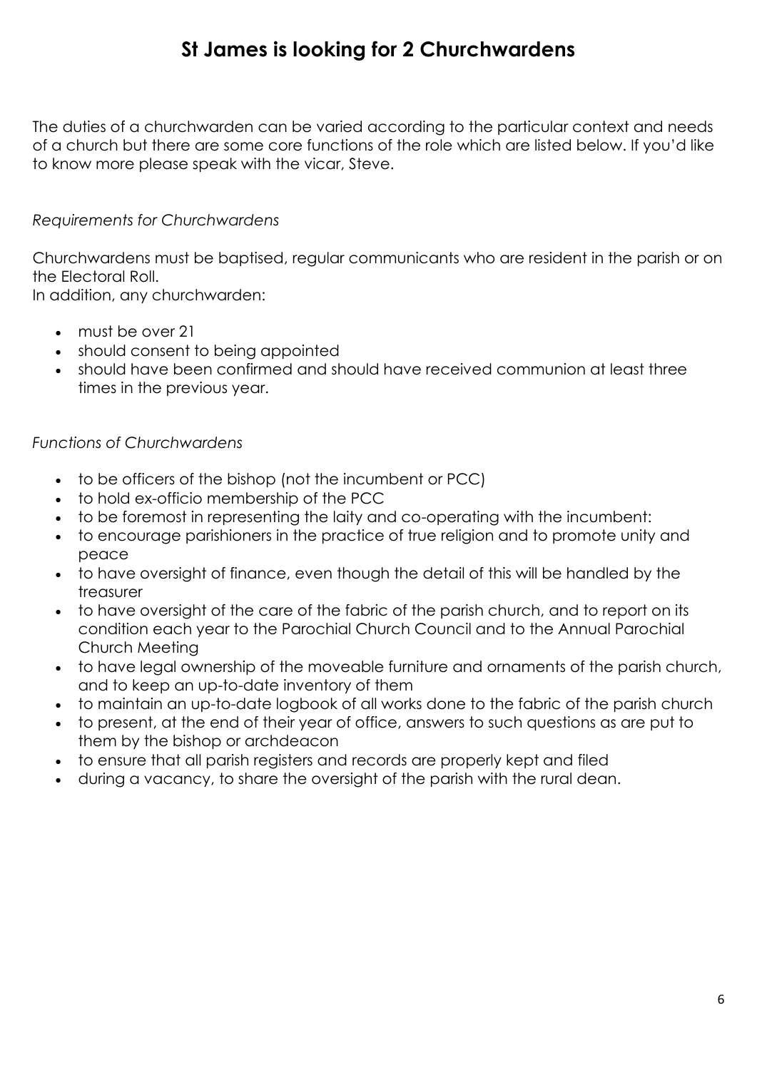# St James is looking for 2 Churchwardens

The duties of a churchwarden can be varied according to the particular context and needs of a church but there are some core functions of the role which are listed below. If you'd like to know more please speak with the vicar, Steve.

*Requirements for Churchwardens*

Churchwardens must be baptised, regular communicants who are resident in the parish or on the Electoral Roll.
In addition, any churchwarden:

- must be over 21
- should consent to being appointed
- should have been confirmed and should have received communion at least three times in the previous year.

*Functions of Churchwardens*

- to be officers of the bishop (not the incumbent or PCC)
- to hold ex-officio membership of the PCC
- to be foremost in representing the laity and co-operating with the incumbent:
- to encourage parishioners in the practice of true religion and to promote unity and peace
- to have oversight of finance, even though the detail of this will be handled by the treasurer
- to have oversight of the care of the fabric of the parish church, and to report on its condition each year to the Parochial Church Council and to the Annual Parochial Church Meeting
- to have legal ownership of the moveable furniture and ornaments of the parish church, and to keep an up-to-date inventory of them
- to maintain an up-to-date logbook of all works done to the fabric of the parish church
- to present, at the end of their year of office, answers to such questions as are put to them by the bishop or archdeacon
- to ensure that all parish registers and records are properly kept and filed
- during a vacancy, to share the oversight of the parish with the rural dean.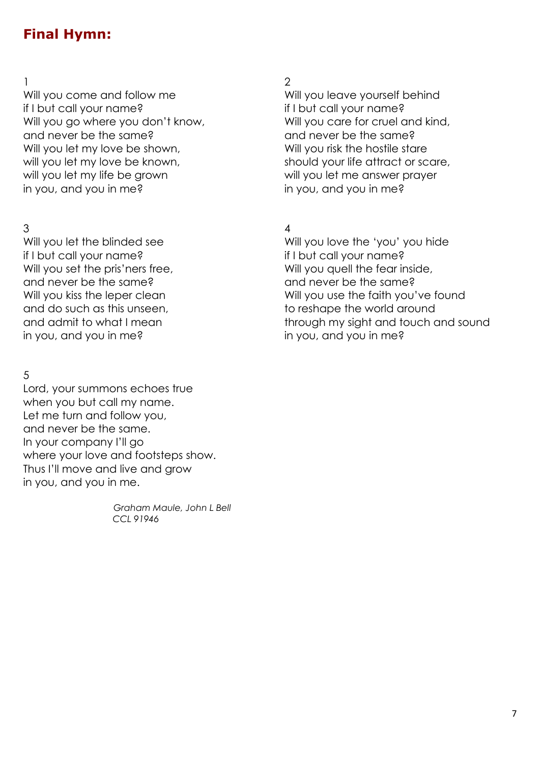## Final Hymn:

1
Will you come and follow me
if I but call your name?
Will you go where you don't know,
and never be the same?
Will you let my love be shown,
will you let my love be known,
will you let my life be grown
in you, and you in me?

2
Will you leave yourself behind
if I but call your name?
Will you care for cruel and kind,
and never be the same?
Will you risk the hostile stare
should your life attract or scare,
will you let me answer prayer
in you, and you in me?

3
Will you let the blinded see
if I but call your name?
Will you set the pris'ners free,
and never be the same?
Will you kiss the leper clean
and do such as this unseen,
and admit to what I mean
in you, and you in me?

4
Will you love the 'you' you hide
if I but call your name?
Will you quell the fear inside,
and never be the same?
Will you use the faith you've found
to reshape the world around
through my sight and touch and sound
in you, and you in me?

5
Lord, your summons echoes true
when you but call my name.
Let me turn and follow you,
and never be the same.
In your company I'll go
where your love and footsteps show.
Thus I'll move and live and grow
in you, and you in me.

*Graham Maule, John L Bell*
*CCL 91946*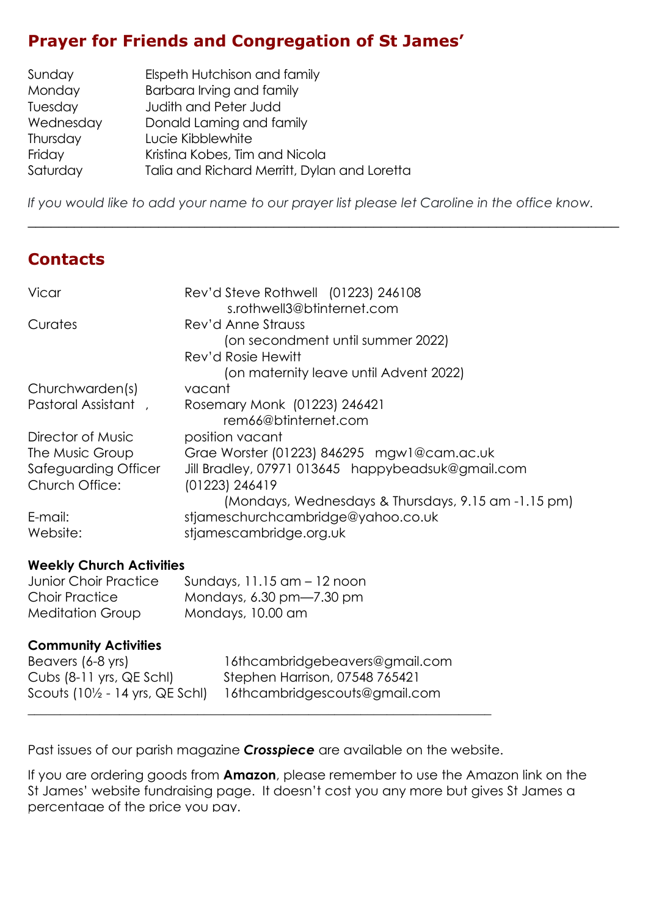## Prayer for Friends and Congregation of St James'

| | |
|---|---|
| Sunday | Elspeth Hutchison and family |
| Monday | Barbara Irving and family |
| Tuesday | Judith and Peter Judd |
| Wednesday | Donald Laming and family |
| Thursday | Lucie Kibblewhite |
| Friday | Kristina Kobes, Tim and Nicola |
| Saturday | Talia and Richard Merritt, Dylan and Loretta |

*If you would like to add your name to our prayer list please let Caroline in the office know.*

---

## Contacts

| | |
|---|---|
| Vicar | Rev'd Steve Rothwell (01223) 246108<br>s.rothwell3@btinternet.com |
| Curates | Rev'd Anne Strauss<br>(on secondment until summer 2022)<br>Rev'd Rosie Hewitt<br>(on maternity leave until Advent 2022) |
| Churchwarden(s) | vacant |
| Pastoral Assistant , | Rosemary Monk (01223) 246421<br>rem66@btinternet.com |
| Director of Music | position vacant |
| The Music Group | Grae Worster (01223) 846295 mgw1@cam.ac.uk |
| Safeguarding Officer | Jill Bradley, 07971 013645 happybeadsuk@gmail.com |
| Church Office: | (01223) 246419<br>(Mondays, Wednesdays & Thursdays, 9.15 am -1.15 pm) |
| E-mail: | stjameschurchcambridge@yahoo.co.uk |
| Website: | stjamescambridge.org.uk |

**Weekly Church Activities**

| | |
|---|---|
| Junior Choir Practice | Sundays, 11.15 am – 12 noon |
| Choir Practice | Mondays, 6.30 pm—7.30 pm |
| Meditation Group | Mondays, 10.00 am |

**Community Activities**

| | |
|---|---|
| Beavers (6-8 yrs) | 16thcambridgebeavers@gmail.com |
| Cubs (8-11 yrs, QE Schl) | Stephen Harrison, 07548 765421 |
| Scouts (10½ - 14 yrs, QE Schl) | 16thcambridgescouts@gmail.com |

---

Past issues of our parish magazine ***Crosspiece*** are available on the website.

If you are ordering goods from **Amazon**, please remember to use the Amazon link on the St James' website fundraising page. It doesn't cost you any more but gives St James a percentage of the price you pay.